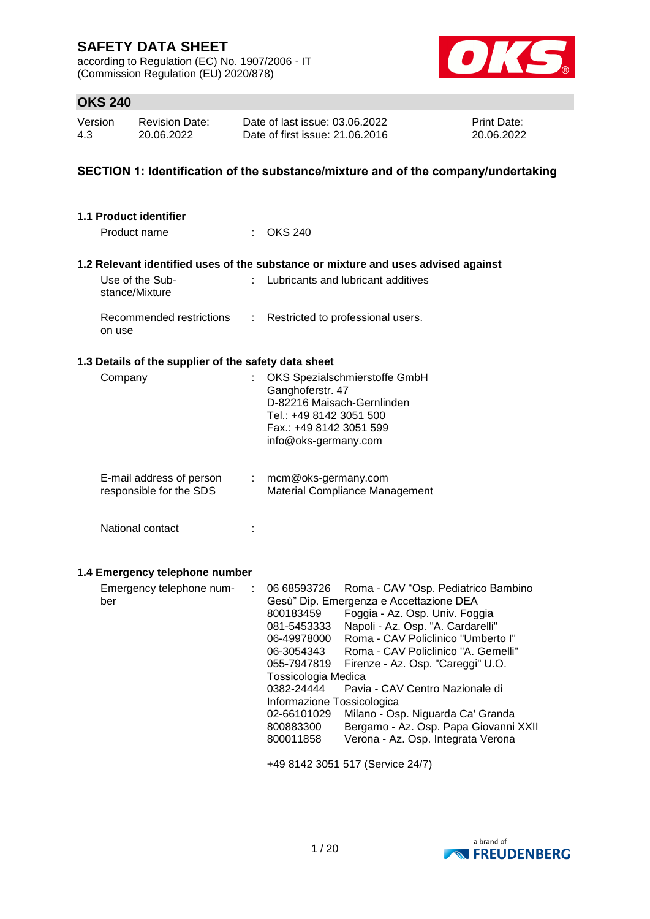# SAFETY DATA SHEET

according to Regulation (EC) No. 1907/2006 - IT
(Commission Regulation (EU) 2020/878)

## OKS 240

| Version | Revision Date: | Date of last issue: 03.06.2022 | Print Date: |
|---|---|---|---|
| 4.3 | 20.06.2022 | Date of first issue: 21.06.2016 | 20.06.2022 |

## SECTION 1: Identification of the substance/mixture and of the company/undertaking

### 1.1 Product identifier

Product name : OKS 240

### 1.2 Relevant identified uses of the substance or mixture and uses advised against

Use of the Substance/Mixture : Lubricants and lubricant additives

Recommended restrictions on use : Restricted to professional users.

### 1.3 Details of the supplier of the safety data sheet

Company : OKS Spezialschmierstoffe GmbH
Ganghoferstr. 47
D-82216 Maisach-Gernlinden
Tel.: +49 8142 3051 500
Fax.: +49 8142 3051 599
info@oks-germany.com

E-mail address of person responsible for the SDS : mcm@oks-germany.com
Material Compliance Management

National contact :

### 1.4 Emergency telephone number

Emergency telephone number :

06 68593726 Roma - CAV “Osp. Pediatrico Bambino Gesù” Dip. Emergenza e Accettazione DEA
800183459 Foggia - Az. Osp. Univ. Foggia
081-5453333 Napoli - Az. Osp. "A. Cardarelli"
06-49978000 Roma - CAV Policlinico "Umberto I"
06-3054343 Roma - CAV Policlinico "A. Gemelli"
055-7947819 Firenze - Az. Osp. "Careggi" U.O. Tossicologia Medica
0382-24444 Pavia - CAV Centro Nazionale di Informazione Tossicologica
02-66101029 Milano - Osp. Niguarda Ca' Granda
800883300 Bergamo - Az. Osp. Papa Giovanni XXII
800011858 Verona - Az. Osp. Integrata Verona

+49 8142 3051 517 (Service 24/7)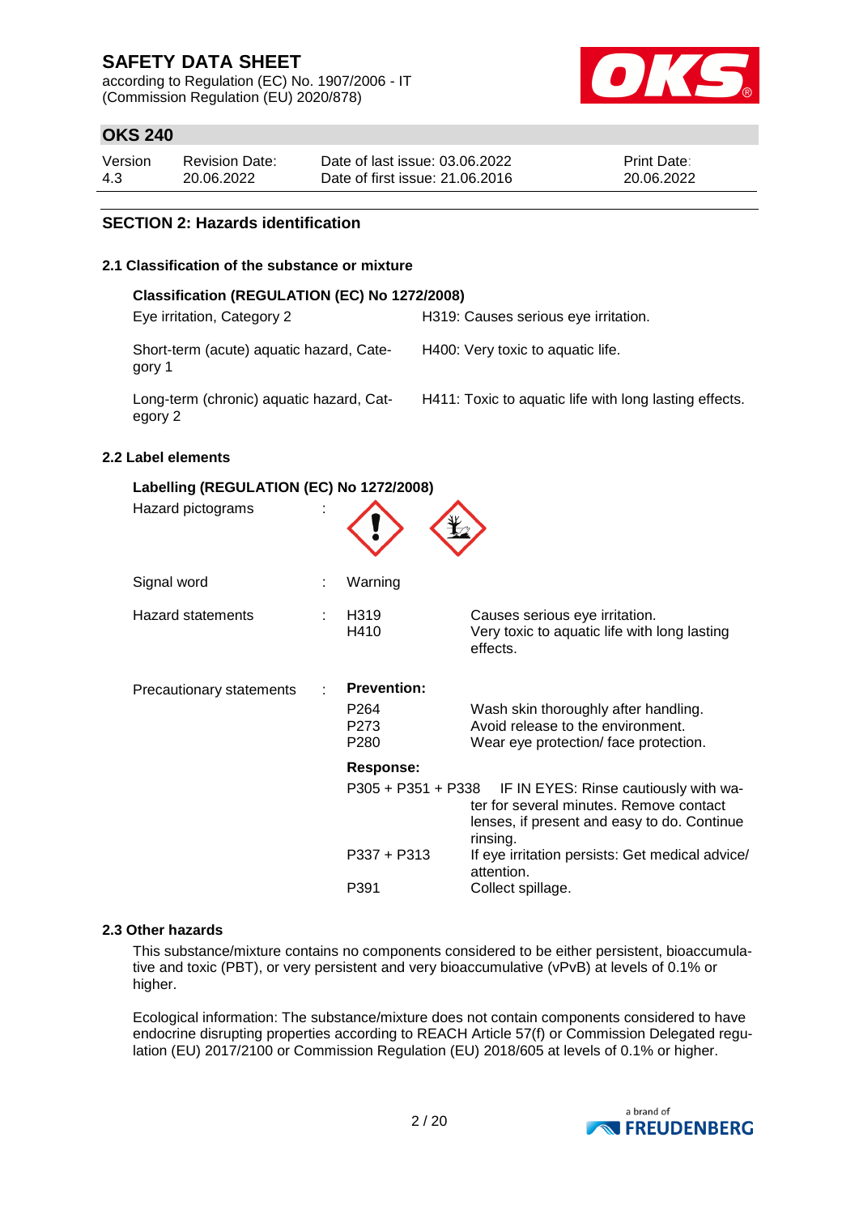## SECTION 2: Hazards identification

### 2.1 Classification of the substance or mixture

**Classification (REGULATION (EC) No 1272/2008)**

| | |
|---|---|
| Eye irritation, Category 2 | H319: Causes serious eye irritation. |
| Short-term (acute) aquatic hazard, Category 1 | H400: Very toxic to aquatic life. |
| Long-term (chronic) aquatic hazard, Category 2 | H411: Toxic to aquatic life with long lasting effects. |

### 2.2 Label elements

**Labelling (REGULATION (EC) No 1272/2008)**

Hazard pictograms :

Signal word : Warning

Hazard statements :

| | |
|---|---|
| H319 | Causes serious eye irritation. |
| H410 | Very toxic to aquatic life with long lasting effects. |

Precautionary statements :

**Prevention:**

| | |
|---|---|
| P264 | Wash skin thoroughly after handling. |
| P273 | Avoid release to the environment. |
| P280 | Wear eye protection/ face protection. |

**Response:**

| | |
|---|---|
| P305 + P351 + P338 | IF IN EYES: Rinse cautiously with water for several minutes. Remove contact lenses, if present and easy to do. Continue rinsing. |
| P337 + P313 | If eye irritation persists: Get medical advice/ attention. |
| P391 | Collect spillage. |

### 2.3 Other hazards

This substance/mixture contains no components considered to be either persistent, bioaccumulative and toxic (PBT), or very persistent and very bioaccumulative (vPvB) at levels of 0.1% or higher.

Ecological information: The substance/mixture does not contain components considered to have endocrine disrupting properties according to REACH Article 57(f) or Commission Delegated regulation (EU) 2017/2100 or Commission Regulation (EU) 2018/605 at levels of 0.1% or higher.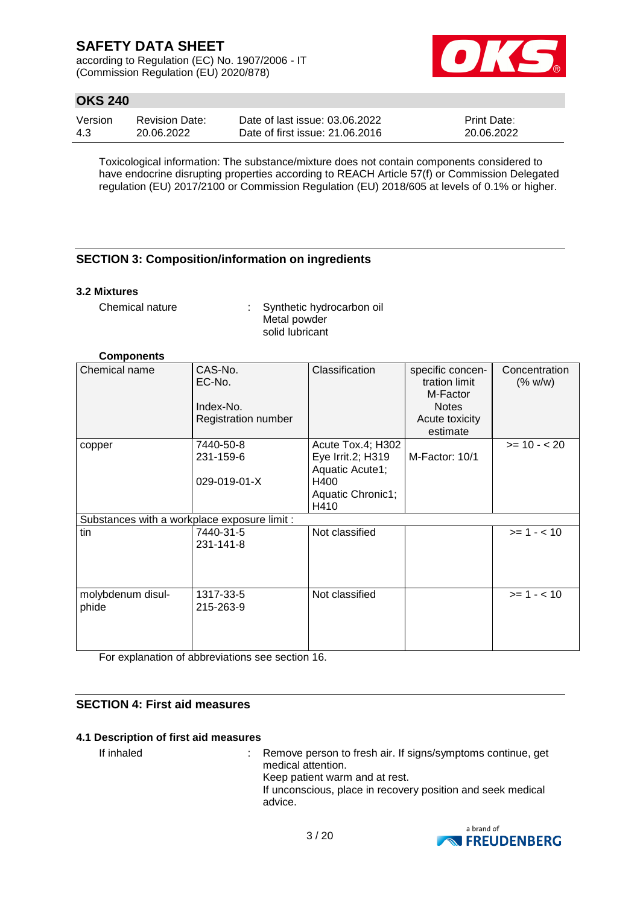Toxicological information: The substance/mixture does not contain components considered to have endocrine disrupting properties according to REACH Article 57(f) or Commission Delegated regulation (EU) 2017/2100 or Commission Regulation (EU) 2018/605 at levels of 0.1% or higher.

## SECTION 3: Composition/information on ingredients

### 3.2 Mixtures

Chemical nature : Synthetic hydrocarbon oil
Metal powder
solid lubricant

**Components**

| Chemical name | CAS-No.<br>EC-No.<br><br>Index-No.<br>Registration number | Classification | specific concentration limit<br>M-Factor<br>Notes<br>Acute toxicity estimate | Concentration (% w/w) |
|---|---|---|---|---|
| copper | 7440-50-8<br>231-159-6<br><br>029-019-01-X | Acute Tox.4; H302<br>Eye Irrit.2; H319<br>Aquatic Acute1; H400<br>Aquatic Chronic1; H410 | M-Factor: 10/1 | >= 10 - < 20 |
| Substances with a workplace exposure limit : | | | | |
| tin | 7440-31-5<br>231-141-8 | Not classified | | >= 1 - < 10 |
| molybdenum disulphide | 1317-33-5<br>215-263-9 | Not classified | | >= 1 - < 10 |

For explanation of abbreviations see section 16.

## SECTION 4: First aid measures

### 4.1 Description of first aid measures

If inhaled : Remove person to fresh air. If signs/symptoms continue, get medical attention.
Keep patient warm and at rest.
If unconscious, place in recovery position and seek medical advice.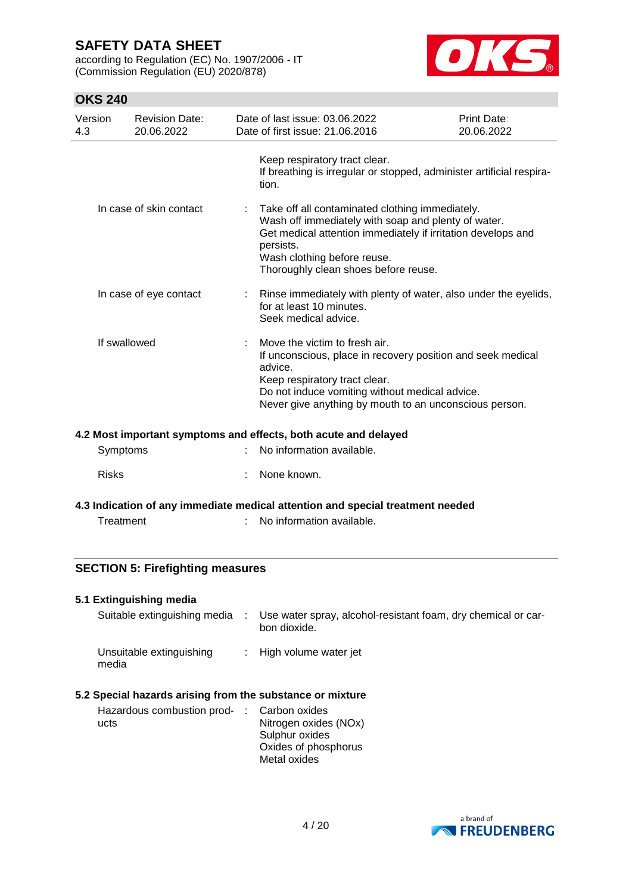| | | |
|---|---|---|
| | | Keep respiratory tract clear.<br>If breathing is irregular or stopped, administer artificial respiration. |
| In case of skin contact | : | Take off all contaminated clothing immediately.<br>Wash off immediately with soap and plenty of water.<br>Get medical attention immediately if irritation develops and persists.<br>Wash clothing before reuse.<br>Thoroughly clean shoes before reuse. |
| In case of eye contact | : | Rinse immediately with plenty of water, also under the eyelids, for at least 10 minutes.<br>Seek medical advice. |
| If swallowed | : | Move the victim to fresh air.<br>If unconscious, place in recovery position and seek medical advice.<br>Keep respiratory tract clear.<br>Do not induce vomiting without medical advice.<br>Never give anything by mouth to an unconscious person. |

### 4.2 Most important symptoms and effects, both acute and delayed

| | | |
|---|---|---|
| Symptoms | : | No information available. |
| Risks | : | None known. |

### 4.3 Indication of any immediate medical attention and special treatment needed

| | | |
|---|---|---|
| Treatment | : | No information available. |

## SECTION 5: Firefighting measures

### 5.1 Extinguishing media

| | | |
|---|---|---|
| Suitable extinguishing media | : | Use water spray, alcohol-resistant foam, dry chemical or carbon dioxide. |
| Unsuitable extinguishing media | : | High volume water jet |

### 5.2 Special hazards arising from the substance or mixture

| | | |
|---|---|---|
| Hazardous combustion products | : | Carbon oxides<br>Nitrogen oxides (NOx)<br>Sulphur oxides<br>Oxides of phosphorus<br>Metal oxides |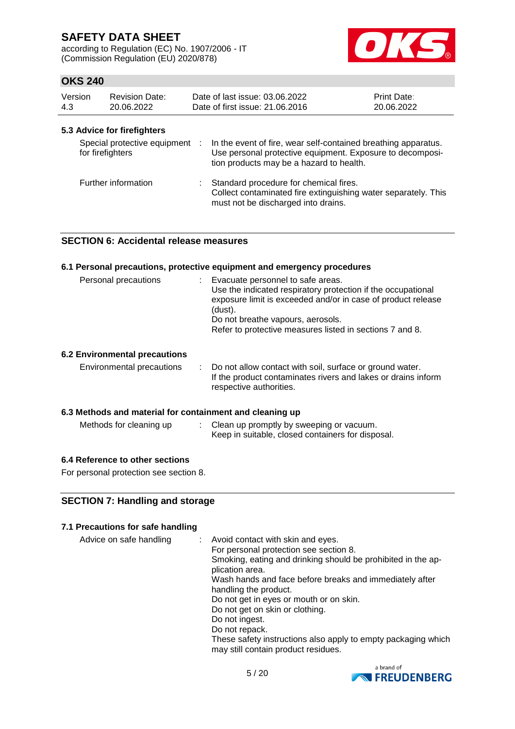### 5.3 Advice for firefighters

| | |
|---|---|
| Special protective equipment for firefighters | : In the event of fire, wear self-contained breathing apparatus. Use personal protective equipment. Exposure to decomposition products may be a hazard to health. |
| Further information | : Standard procedure for chemical fires. Collect contaminated fire extinguishing water separately. This must not be discharged into drains. |

## SECTION 6: Accidental release measures

### 6.1 Personal precautions, protective equipment and emergency procedures

| | |
|---|---|
| Personal precautions | : Evacuate personnel to safe areas. Use the indicated respiratory protection if the occupational exposure limit is exceeded and/or in case of product release (dust). Do not breathe vapours, aerosols. Refer to protective measures listed in sections 7 and 8. |

### 6.2 Environmental precautions

| | |
|---|---|
| Environmental precautions | : Do not allow contact with soil, surface or ground water. If the product contaminates rivers and lakes or drains inform respective authorities. |

### 6.3 Methods and material for containment and cleaning up

| | |
|---|---|
| Methods for cleaning up | : Clean up promptly by sweeping or vacuum. Keep in suitable, closed containers for disposal. |

### 6.4 Reference to other sections

For personal protection see section 8.

## SECTION 7: Handling and storage

### 7.1 Precautions for safe handling

| | |
|---|---|
| Advice on safe handling | : Avoid contact with skin and eyes. For personal protection see section 8. Smoking, eating and drinking should be prohibited in the application area. Wash hands and face before breaks and immediately after handling the product. Do not get in eyes or mouth or on skin. Do not get on skin or clothing. Do not ingest. Do not repack. These safety instructions also apply to empty packaging which may still contain product residues. |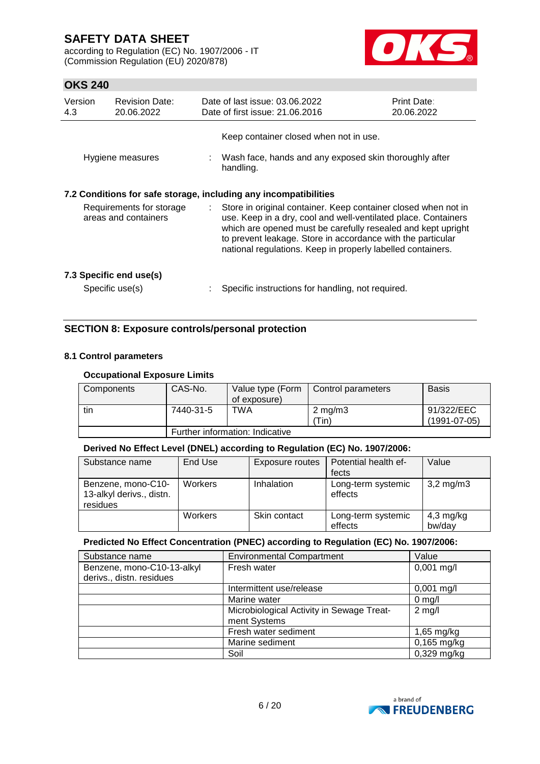| | | |
|---|---|---|
| | | Keep container closed when not in use. |
| Hygiene measures | : | Wash face, hands and any exposed skin thoroughly after handling. |

### 7.2 Conditions for safe storage, including any incompatibilities

| | | |
|---|---|---|
| Requirements for storage areas and containers | : | Store in original container. Keep container closed when not in use. Keep in a dry, cool and well-ventilated place. Containers which are opened must be carefully resealed and kept upright to prevent leakage. Store in accordance with the particular national regulations. Keep in properly labelled containers. |

### 7.3 Specific end use(s)

| | | |
|---|---|---|
| Specific use(s) | : | Specific instructions for handling, not required. |

## SECTION 8: Exposure controls/personal protection

### 8.1 Control parameters

**Occupational Exposure Limits**

| Components | CAS-No. | Value type (Form of exposure) | Control parameters | Basis |
|---|---|---|---|---|
| tin | 7440-31-5 | TWA | 2 mg/m3 (Tin) | 91/322/EEC (1991-07-05) |
| | Further information: Indicative | | | |

**Derived No Effect Level (DNEL) according to Regulation (EC) No. 1907/2006:**

| Substance name | End Use | Exposure routes | Potential health effects | Value |
|---|---|---|---|---|
| Benzene, mono-C10-13-alkyl derivs., distn. residues | Workers | Inhalation | Long-term systemic effects | 3,2 mg/m3 |
| | Workers | Skin contact | Long-term systemic effects | 4,3 mg/kg bw/day |

**Predicted No Effect Concentration (PNEC) according to Regulation (EC) No. 1907/2006:**

| Substance name | Environmental Compartment | Value |
|---|---|---|
| Benzene, mono-C10-13-alkyl derivs., distn. residues | Fresh water | 0,001 mg/l |
| | Intermittent use/release | 0,001 mg/l |
| | Marine water | 0 mg/l |
| | Microbiological Activity in Sewage Treatment Systems | 2 mg/l |
| | Fresh water sediment | 1,65 mg/kg |
| | Marine sediment | 0,165 mg/kg |
| | Soil | 0,329 mg/kg |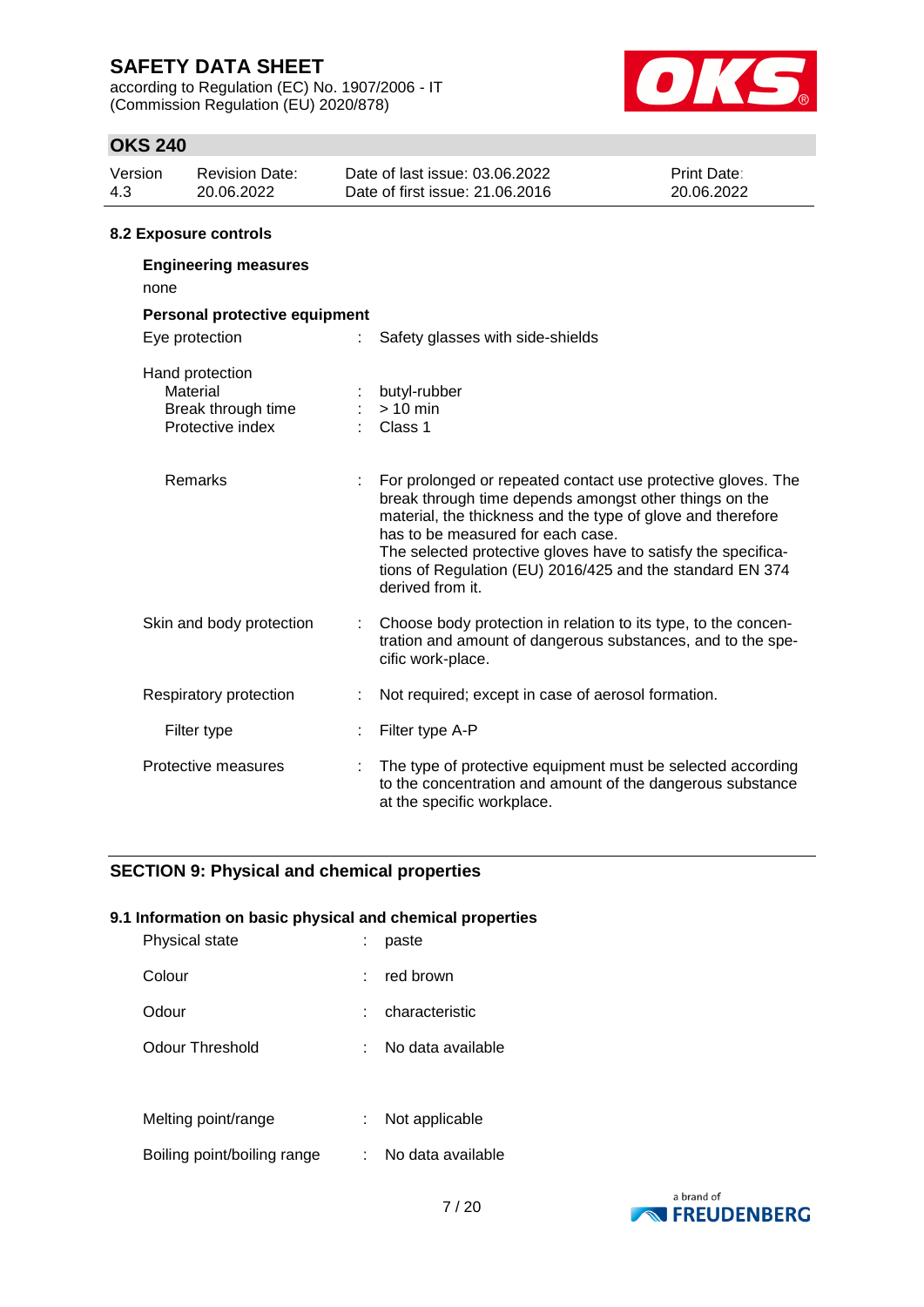### 8.2 Exposure controls

**Engineering measures**

none

**Personal protective equipment**

| | | |
|---|---|---|
| Eye protection | : | Safety glasses with side-shields |
| Hand protection | | |
| Material | : | butyl-rubber |
| Break through time | : | > 10 min |
| Protective index | : | Class 1 |
| Remarks | : | For prolonged or repeated contact use protective gloves. The break through time depends amongst other things on the material, the thickness and the type of glove and therefore has to be measured for each case. The selected protective gloves have to satisfy the specifications of Regulation (EU) 2016/425 and the standard EN 374 derived from it. |
| Skin and body protection | : | Choose body protection in relation to its type, to the concentration and amount of dangerous substances, and to the specific work-place. |
| Respiratory protection | : | Not required; except in case of aerosol formation. |
| Filter type | : | Filter type A-P |
| Protective measures | : | The type of protective equipment must be selected according to the concentration and amount of the dangerous substance at the specific workplace. |

## SECTION 9: Physical and chemical properties

### 9.1 Information on basic physical and chemical properties

| | | |
|---|---|---|
| Physical state | : | paste |
| Colour | : | red brown |
| Odour | : | characteristic |
| Odour Threshold | : | No data available |
| Melting point/range | : | Not applicable |
| Boiling point/boiling range | : | No data available |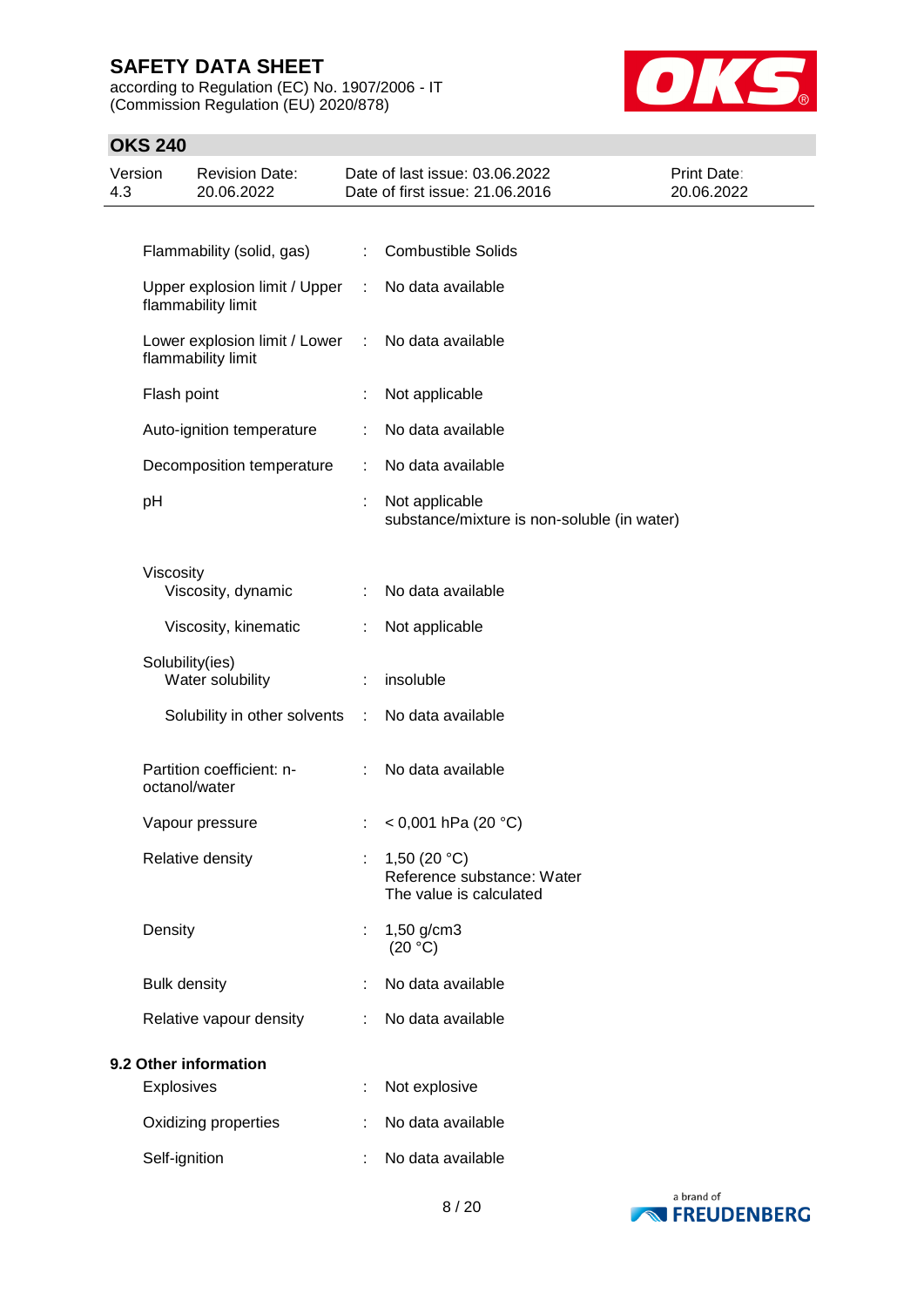| Property | | Value |
|---|---|---|
| Flammability (solid, gas) | : | Combustible Solids |
| Upper explosion limit / Upper flammability limit | : | No data available |
| Lower explosion limit / Lower flammability limit | : | No data available |
| Flash point | : | Not applicable |
| Auto-ignition temperature | : | No data available |
| Decomposition temperature | : | No data available |
| pH | : | Not applicable<br>substance/mixture is non-soluble (in water) |
| Viscosity | | |
| Viscosity, dynamic | : | No data available |
| Viscosity, kinematic | : | Not applicable |
| Solubility(ies) | | |
| Water solubility | : | insoluble |
| Solubility in other solvents | : | No data available |
| Partition coefficient: n-octanol/water | : | No data available |
| Vapour pressure | : | < 0,001 hPa (20 °C) |
| Relative density | : | 1,50 (20 °C)<br>Reference substance: Water<br>The value is calculated |
| Density | : | 1,50 g/cm3<br>(20 °C) |
| Bulk density | : | No data available |
| Relative vapour density | : | No data available |

**9.2 Other information**

| Property | | Value |
|---|---|---|
| Explosives | : | Not explosive |
| Oxidizing properties | : | No data available |
| Self-ignition | : | No data available |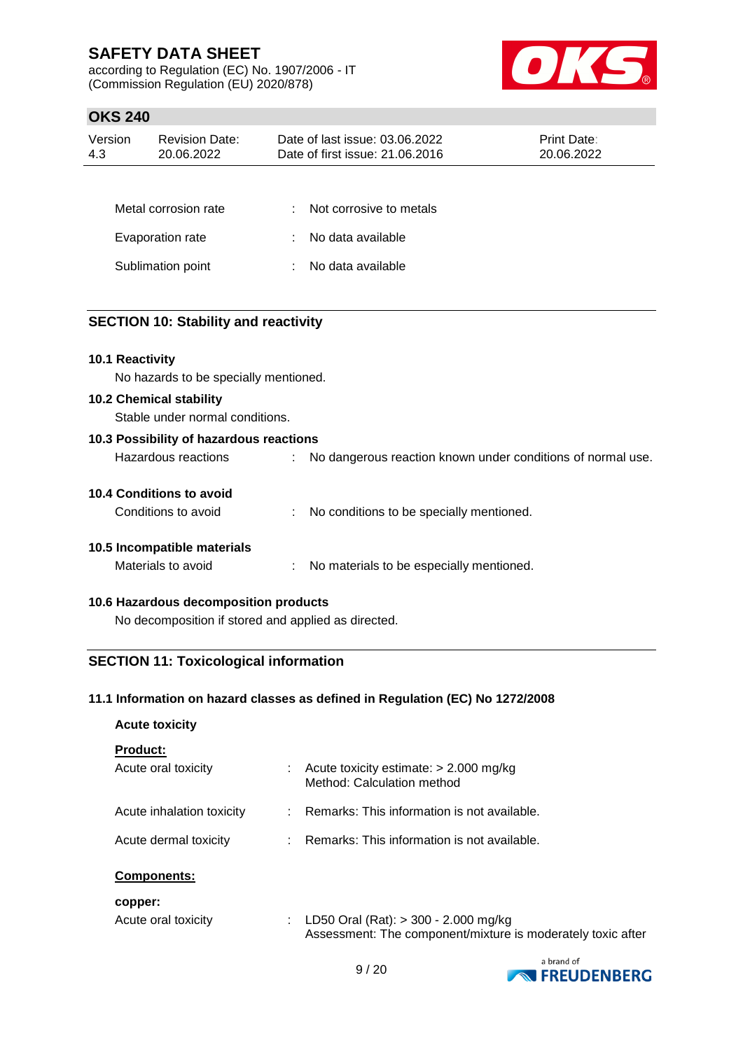| | | |
|---|---|---|
| Metal corrosion rate | : | Not corrosive to metals |
| Evaporation rate | : | No data available |
| Sublimation point | : | No data available |

## SECTION 10: Stability and reactivity

### 10.1 Reactivity

No hazards to be specially mentioned.

### 10.2 Chemical stability

Stable under normal conditions.

### 10.3 Possibility of hazardous reactions

Hazardous reactions : No dangerous reaction known under conditions of normal use.

### 10.4 Conditions to avoid

Conditions to avoid : No conditions to be specially mentioned.

### 10.5 Incompatible materials

Materials to avoid : No materials to be especially mentioned.

### 10.6 Hazardous decomposition products

No decomposition if stored and applied as directed.

## SECTION 11: Toxicological information

### 11.1 Information on hazard classes as defined in Regulation (EC) No 1272/2008

**Acute toxicity**

**Product:**

| | | |
|---|---|---|
| Acute oral toxicity | : | Acute toxicity estimate: > 2.000 mg/kg<br>Method: Calculation method |
| Acute inhalation toxicity | : | Remarks: This information is not available. |
| Acute dermal toxicity | : | Remarks: This information is not available. |

**Components:**

**copper:**

| | | |
|---|---|---|
| Acute oral toxicity | : | LD50 Oral (Rat): > 300 - 2.000 mg/kg<br>Assessment: The component/mixture is moderately toxic after |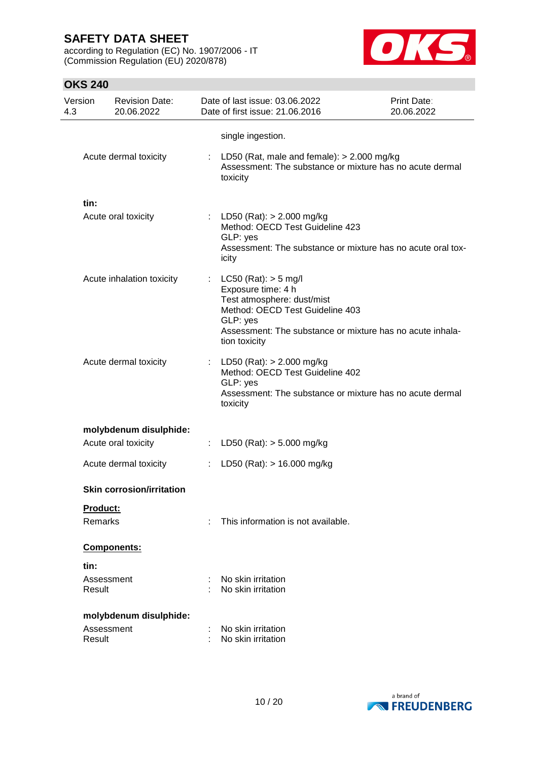single ingestion.

| | | |
|---|---|---|
| Acute dermal toxicity | : | LD50 (Rat, male and female): > 2.000 mg/kg<br>Assessment: The substance or mixture has no acute dermal toxicity |

**tin:**

| | | |
|---|---|---|
| Acute oral toxicity | : | LD50 (Rat): > 2.000 mg/kg<br>Method: OECD Test Guideline 423<br>GLP: yes<br>Assessment: The substance or mixture has no acute oral toxicity |
| Acute inhalation toxicity | : | LC50 (Rat): > 5 mg/l<br>Exposure time: 4 h<br>Test atmosphere: dust/mist<br>Method: OECD Test Guideline 403<br>GLP: yes<br>Assessment: The substance or mixture has no acute inhalation toxicity |
| Acute dermal toxicity | : | LD50 (Rat): > 2.000 mg/kg<br>Method: OECD Test Guideline 402<br>GLP: yes<br>Assessment: The substance or mixture has no acute dermal toxicity |

**molybdenum disulphide:**

| | | |
|---|---|---|
| Acute oral toxicity | : | LD50 (Rat): > 5.000 mg/kg |
| Acute dermal toxicity | : | LD50 (Rat): > 16.000 mg/kg |

**Skin corrosion/irritation**

**Product:**

| | | |
|---|---|---|
| Remarks | : | This information is not available. |

**Components:**

**tin:**

| | | |
|---|---|---|
| Assessment | : | No skin irritation |
| Result | : | No skin irritation |

**molybdenum disulphide:**

| | | |
|---|---|---|
| Assessment | : | No skin irritation |
| Result | : | No skin irritation |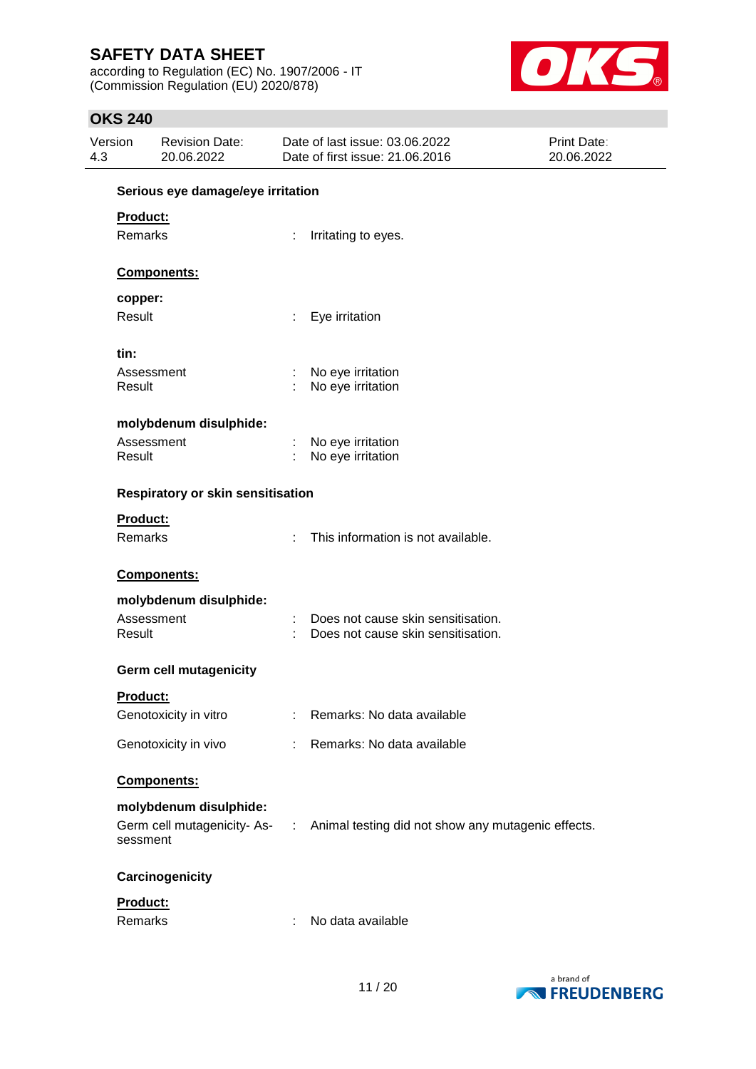**Serious eye damage/eye irritation**

**Product:**

Remarks : Irritating to eyes.

**Components:**

**copper:**

Result : Eye irritation

**tin:**

Assessment : No eye irritation
Result : No eye irritation

**molybdenum disulphide:**

Assessment : No eye irritation
Result : No eye irritation

**Respiratory or skin sensitisation**

**Product:**

Remarks : This information is not available.

**Components:**

**molybdenum disulphide:**

Assessment : Does not cause skin sensitisation.
Result : Does not cause skin sensitisation.

**Germ cell mutagenicity**

**Product:**

Genotoxicity in vitro : Remarks: No data available

Genotoxicity in vivo : Remarks: No data available

**Components:**

**molybdenum disulphide:**

Germ cell mutagenicity- Assessment : Animal testing did not show any mutagenic effects.

**Carcinogenicity**

**Product:**

Remarks : No data available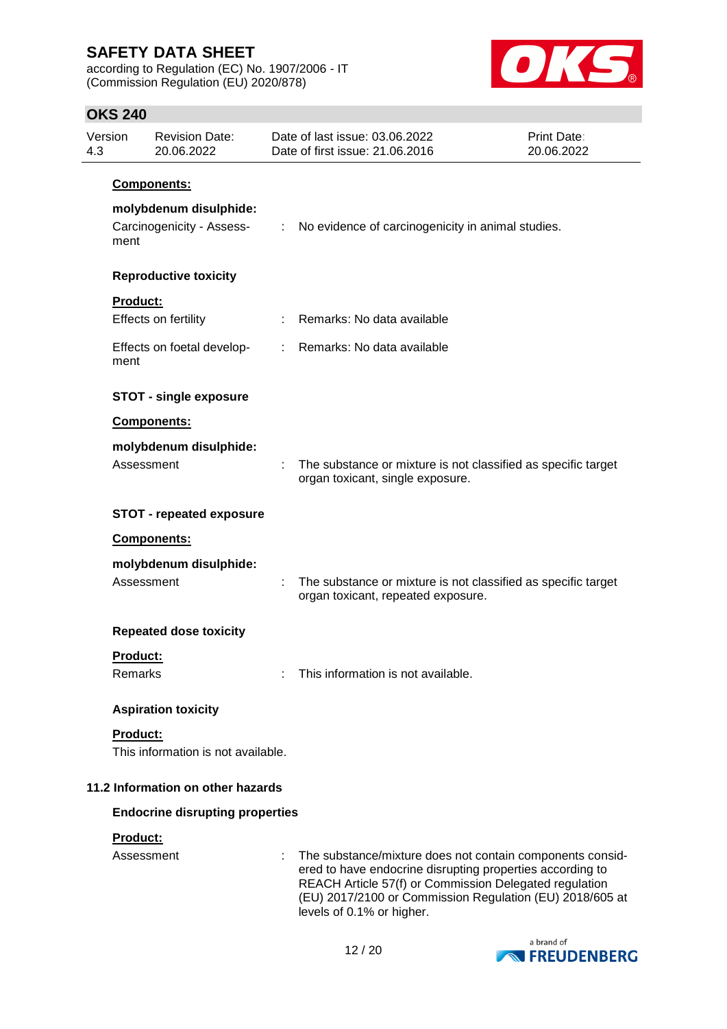**Components:**

**molybdenum disulphide:**

Carcinogenicity - Assessment : No evidence of carcinogenicity in animal studies.

**Reproductive toxicity**

**Product:**

Effects on fertility : Remarks: No data available

Effects on foetal development : Remarks: No data available

**STOT - single exposure**

**Components:**

**molybdenum disulphide:**

Assessment : The substance or mixture is not classified as specific target organ toxicant, single exposure.

**STOT - repeated exposure**

**Components:**

**molybdenum disulphide:**

Assessment : The substance or mixture is not classified as specific target organ toxicant, repeated exposure.

**Repeated dose toxicity**

**Product:**

Remarks : This information is not available.

**Aspiration toxicity**

**Product:**

This information is not available.

### 11.2 Information on other hazards

**Endocrine disrupting properties**

**Product:**

Assessment : The substance/mixture does not contain components considered to have endocrine disrupting properties according to REACH Article 57(f) or Commission Delegated regulation (EU) 2017/2100 or Commission Regulation (EU) 2018/605 at levels of 0.1% or higher.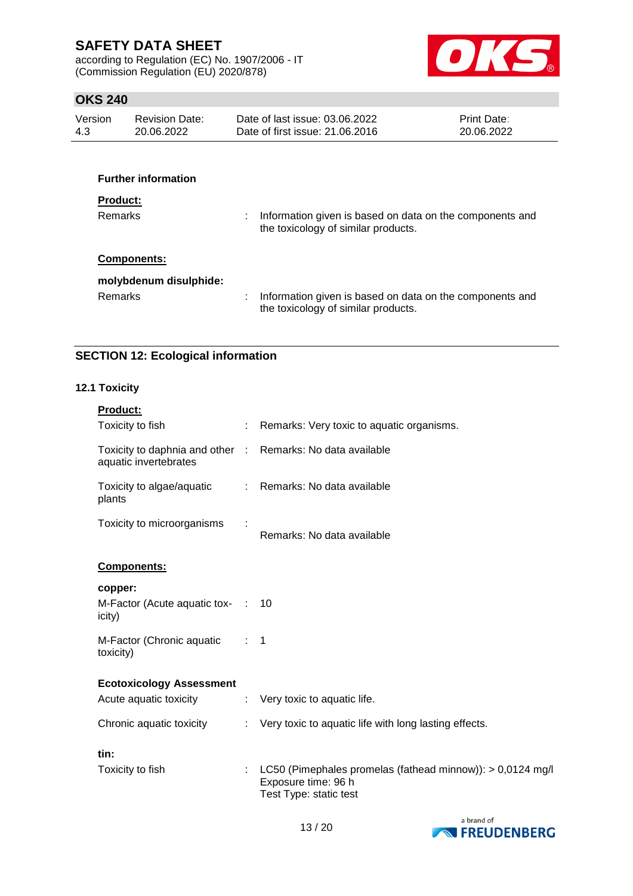**Further information**

**Product:**

Remarks : Information given is based on data on the components and the toxicology of similar products.

**Components:**

**molybdenum disulphide:**

Remarks : Information given is based on data on the components and the toxicology of similar products.

## SECTION 12: Ecological information

### 12.1 Toxicity

**Product:**

| | | |
|---|---|---|
| Toxicity to fish | : | Remarks: Very toxic to aquatic organisms. |
| Toxicity to daphnia and other aquatic invertebrates | : | Remarks: No data available |
| Toxicity to algae/aquatic plants | : | Remarks: No data available |
| Toxicity to microorganisms | : | Remarks: No data available |

**Components:**

**copper:**

| | | |
|---|---|---|
| M-Factor (Acute aquatic toxicity) | : | 10 |
| M-Factor (Chronic aquatic toxicity) | : | 1 |

**Ecotoxicology Assessment**

| | | |
|---|---|---|
| Acute aquatic toxicity | : | Very toxic to aquatic life. |
| Chronic aquatic toxicity | : | Very toxic to aquatic life with long lasting effects. |

**tin:**

Toxicity to fish : LC50 (Pimephales promelas (fathead minnow)): > 0,0124 mg/l
Exposure time: 96 h
Test Type: static test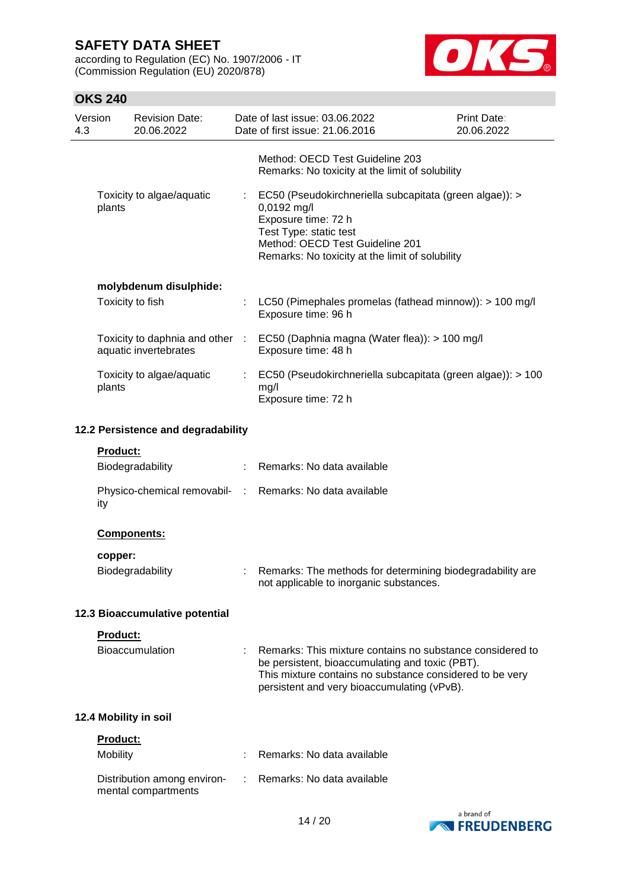Method: OECD Test Guideline 203
Remarks: No toxicity at the limit of solubility

Toxicity to algae/aquatic plants : EC50 (Pseudokirchneriella subcapitata (green algae)): > 0,0192 mg/l
Exposure time: 72 h
Test Type: static test
Method: OECD Test Guideline 201
Remarks: No toxicity at the limit of solubility

**molybdenum disulphide:**

Toxicity to fish : LC50 (Pimephales promelas (fathead minnow)): > 100 mg/l
Exposure time: 96 h

Toxicity to daphnia and other aquatic invertebrates : EC50 (Daphnia magna (Water flea)): > 100 mg/l
Exposure time: 48 h

Toxicity to algae/aquatic plants : EC50 (Pseudokirchneriella subcapitata (green algae)): > 100 mg/l
Exposure time: 72 h

### 12.2 Persistence and degradability

**Product:**

Biodegradability : Remarks: No data available

Physico-chemical removability : Remarks: No data available

**Components:**

**copper:**

Biodegradability : Remarks: The methods for determining biodegradability are not applicable to inorganic substances.

### 12.3 Bioaccumulative potential

**Product:**

Bioaccumulation : Remarks: This mixture contains no substance considered to be persistent, bioaccumulating and toxic (PBT).
This mixture contains no substance considered to be very persistent and very bioaccumulating (vPvB).

### 12.4 Mobility in soil

**Product:**

Mobility : Remarks: No data available

Distribution among environmental compartments : Remarks: No data available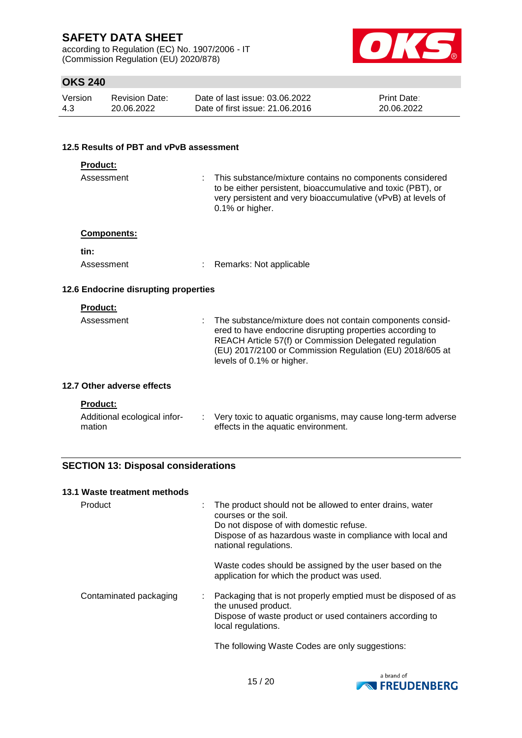### 12.5 Results of PBT and vPvB assessment

**Product:**

Assessment : This substance/mixture contains no components considered to be either persistent, bioaccumulative and toxic (PBT), or very persistent and very bioaccumulative (vPvB) at levels of 0.1% or higher.

**Components:**

**tin:**

Assessment : Remarks: Not applicable

### 12.6 Endocrine disrupting properties

**Product:**

Assessment : The substance/mixture does not contain components considered to have endocrine disrupting properties according to REACH Article 57(f) or Commission Delegated regulation (EU) 2017/2100 or Commission Regulation (EU) 2018/605 at levels of 0.1% or higher.

### 12.7 Other adverse effects

**Product:**

Additional ecological information : Very toxic to aquatic organisms, may cause long-term adverse effects in the aquatic environment.

## SECTION 13: Disposal considerations

### 13.1 Waste treatment methods

Product : The product should not be allowed to enter drains, water courses or the soil.
Do not dispose of with domestic refuse.
Dispose of as hazardous waste in compliance with local and national regulations.

Waste codes should be assigned by the user based on the application for which the product was used.

Contaminated packaging : Packaging that is not properly emptied must be disposed of as the unused product.
Dispose of waste product or used containers according to local regulations.

The following Waste Codes are only suggestions: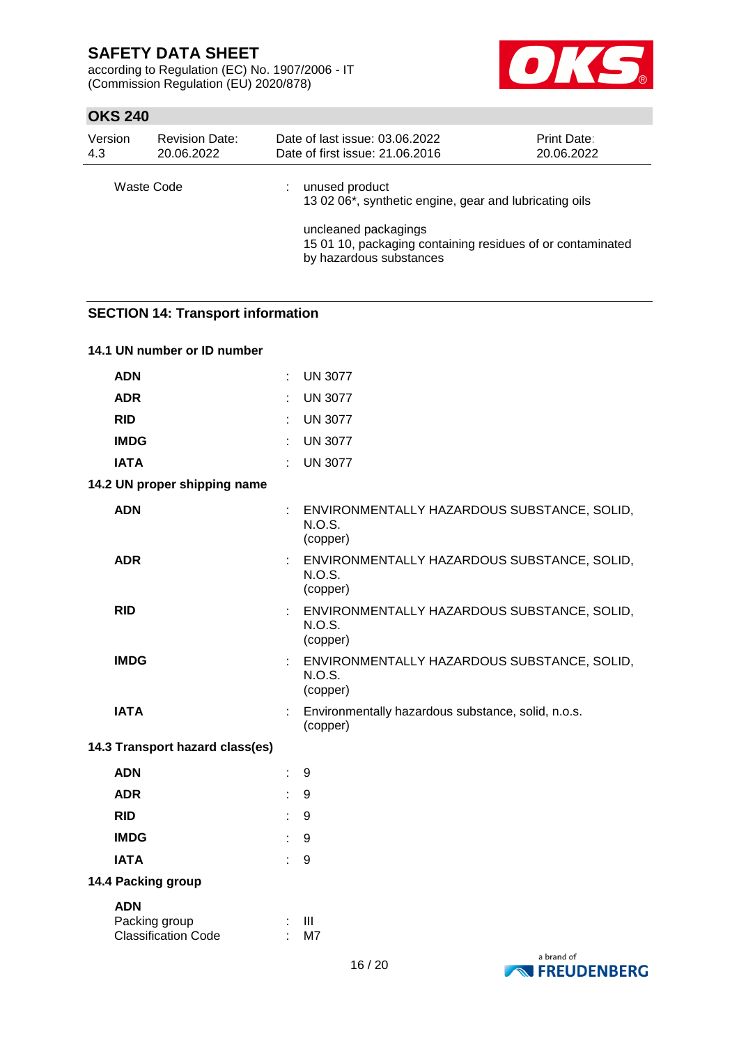Waste Code : unused product
13 02 06*, synthetic engine, gear and lubricating oils

uncleaned packagings
15 01 10, packaging containing residues of or contaminated by hazardous substances

## SECTION 14: Transport information

### 14.1 UN number or ID number

| | |
|---|---|
| **ADN** | UN 3077 |
| **ADR** | UN 3077 |
| **RID** | UN 3077 |
| **IMDG** | UN 3077 |
| **IATA** | UN 3077 |

### 14.2 UN proper shipping name

| | |
|---|---|
| **ADN** | ENVIRONMENTALLY HAZARDOUS SUBSTANCE, SOLID, N.O.S. (copper) |
| **ADR** | ENVIRONMENTALLY HAZARDOUS SUBSTANCE, SOLID, N.O.S. (copper) |
| **RID** | ENVIRONMENTALLY HAZARDOUS SUBSTANCE, SOLID, N.O.S. (copper) |
| **IMDG** | ENVIRONMENTALLY HAZARDOUS SUBSTANCE, SOLID, N.O.S. (copper) |
| **IATA** | Environmentally hazardous substance, solid, n.o.s. (copper) |

### 14.3 Transport hazard class(es)

| | |
|---|---|
| **ADN** | 9 |
| **ADR** | 9 |
| **RID** | 9 |
| **IMDG** | 9 |
| **IATA** | 9 |

### 14.4 Packing group

**ADN**

Packing group : III
Classification Code : M7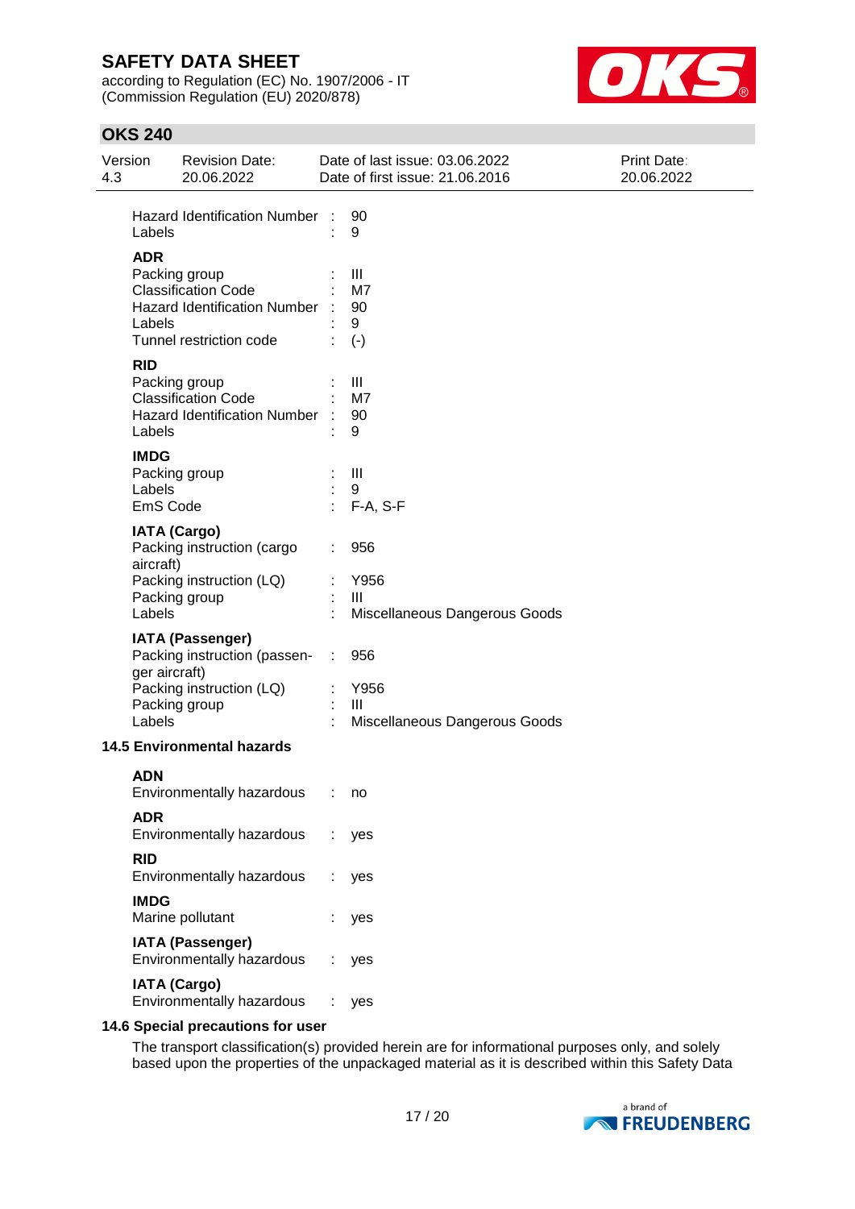| | | |
|---|---|---|
| Hazard Identification Number | : | 90 |
| Labels | : | 9 |

**ADR**

| | | |
|---|---|---|
| Packing group | : | III |
| Classification Code | : | M7 |
| Hazard Identification Number | : | 90 |
| Labels | : | 9 |
| Tunnel restriction code | : | (-) |

**RID**

| | | |
|---|---|---|
| Packing group | : | III |
| Classification Code | : | M7 |
| Hazard Identification Number | : | 90 |
| Labels | : | 9 |

**IMDG**

| | | |
|---|---|---|
| Packing group | : | III |
| Labels | : | 9 |
| EmS Code | : | F-A, S-F |

**IATA (Cargo)**

| | | |
|---|---|---|
| Packing instruction (cargo aircraft) | : | 956 |
| Packing instruction (LQ) | : | Y956 |
| Packing group | : | III |
| Labels | : | Miscellaneous Dangerous Goods |

**IATA (Passenger)**

| | | |
|---|---|---|
| Packing instruction (passenger aircraft) | : | 956 |
| Packing instruction (LQ) | : | Y956 |
| Packing group | : | III |
| Labels | : | Miscellaneous Dangerous Goods |

### 14.5 Environmental hazards

**ADN**

| | | |
|---|---|---|
| Environmentally hazardous | : | no |

**ADR**

| | | |
|---|---|---|
| Environmentally hazardous | : | yes |

**RID**

| | | |
|---|---|---|
| Environmentally hazardous | : | yes |

**IMDG**

| | | |
|---|---|---|
| Marine pollutant | : | yes |

**IATA (Passenger)**

| | | |
|---|---|---|
| Environmentally hazardous | : | yes |

**IATA (Cargo)**

| | | |
|---|---|---|
| Environmentally hazardous | : | yes |

### 14.6 Special precautions for user

The transport classification(s) provided herein are for informational purposes only, and solely based upon the properties of the unpackaged material as it is described within this Safety Data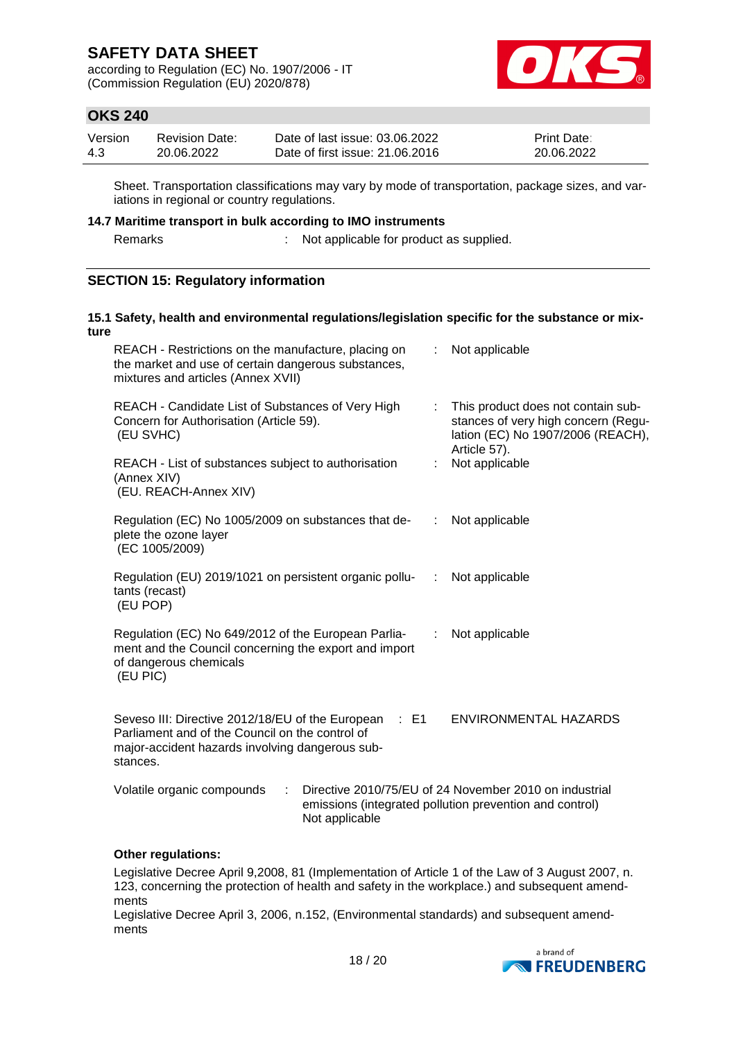Sheet. Transportation classifications may vary by mode of transportation, package sizes, and variations in regional or country regulations.

### 14.7 Maritime transport in bulk according to IMO instruments

| | | |
|---|---|---|
| Remarks | : | Not applicable for product as supplied. |

## SECTION 15: Regulatory information

### 15.1 Safety, health and environmental regulations/legislation specific for the substance or mixture

| | | |
|---|---|---|
| REACH - Restrictions on the manufacture, placing on the market and use of certain dangerous substances, mixtures and articles (Annex XVII) | : | Not applicable |
| REACH - Candidate List of Substances of Very High Concern for Authorisation (Article 59). (EU SVHC) | : | This product does not contain substances of very high concern (Regulation (EC) No 1907/2006 (REACH), Article 57). |
| REACH - List of substances subject to authorisation (Annex XIV) (EU. REACH-Annex XIV) | : | Not applicable |
| Regulation (EC) No 1005/2009 on substances that deplete the ozone layer (EC 1005/2009) | : | Not applicable |
| Regulation (EU) 2019/1021 on persistent organic pollutants (recast) (EU POP) | : | Not applicable |
| Regulation (EC) No 649/2012 of the European Parliament and the Council concerning the export and import of dangerous chemicals (EU PIC) | : | Not applicable |
| Seveso III: Directive 2012/18/EU of the European Parliament and of the Council on the control of major-accident hazards involving dangerous substances. | : E1 | ENVIRONMENTAL HAZARDS |

| | | |
|---|---|---|
| Volatile organic compounds | : | Directive 2010/75/EU of 24 November 2010 on industrial emissions (integrated pollution prevention and control) Not applicable |

**Other regulations:**

Legislative Decree April 9,2008, 81 (Implementation of Article 1 of the Law of 3 August 2007, n. 123, concerning the protection of health and safety in the workplace.) and subsequent amendments

Legislative Decree April 3, 2006, n.152, (Environmental standards) and subsequent amendments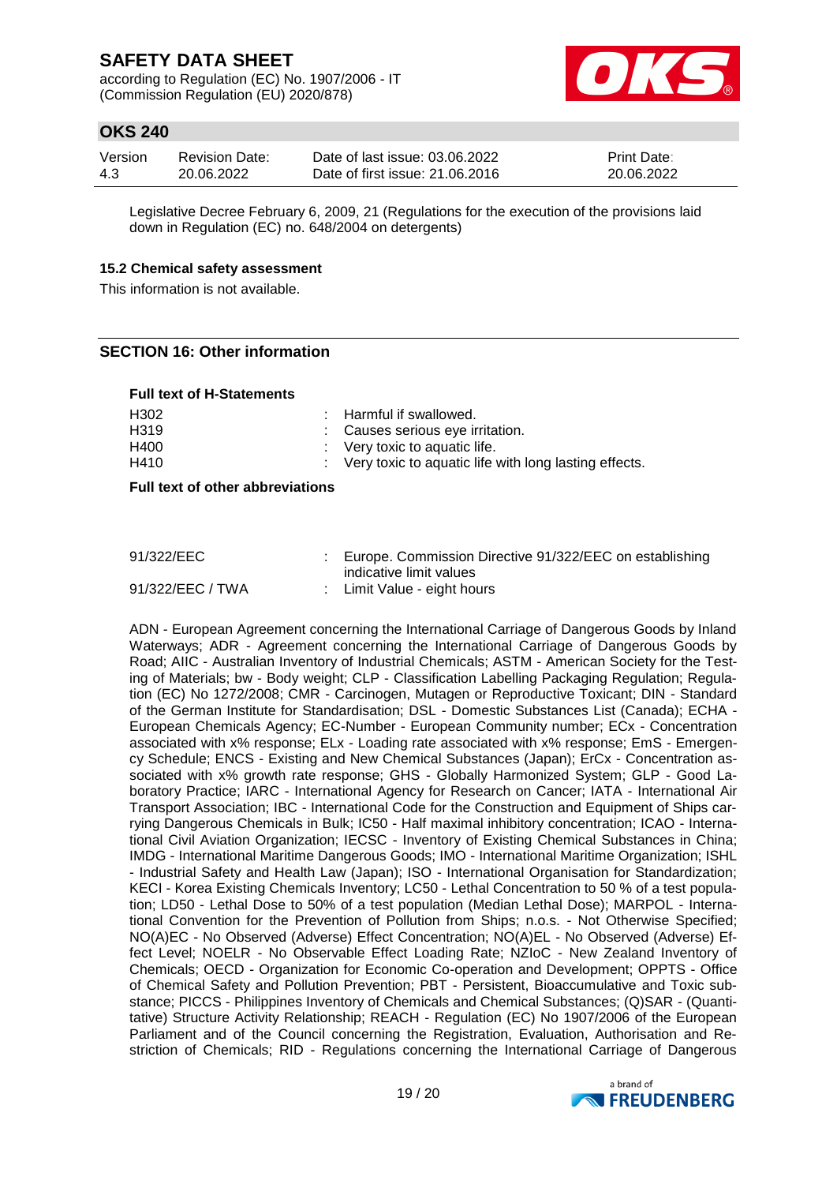Legislative Decree February 6, 2009, 21 (Regulations for the execution of the provisions laid down in Regulation (EC) no. 648/2004 on detergents)

### 15.2 Chemical safety assessment

This information is not available.

## SECTION 16: Other information

**Full text of H-Statements**

| | |
|---|---|
| H302 | : Harmful if swallowed. |
| H319 | : Causes serious eye irritation. |
| H400 | : Very toxic to aquatic life. |
| H410 | : Very toxic to aquatic life with long lasting effects. |

**Full text of other abbreviations**

| | |
|---|---|
| 91/322/EEC | : Europe. Commission Directive 91/322/EEC on establishing indicative limit values |
| 91/322/EEC / TWA | : Limit Value - eight hours |

ADN - European Agreement concerning the International Carriage of Dangerous Goods by Inland Waterways; ADR - Agreement concerning the International Carriage of Dangerous Goods by Road; AIIC - Australian Inventory of Industrial Chemicals; ASTM - American Society for the Testing of Materials; bw - Body weight; CLP - Classification Labelling Packaging Regulation; Regulation (EC) No 1272/2008; CMR - Carcinogen, Mutagen or Reproductive Toxicant; DIN - Standard of the German Institute for Standardisation; DSL - Domestic Substances List (Canada); ECHA - European Chemicals Agency; EC-Number - European Community number; ECx - Concentration associated with x% response; ELx - Loading rate associated with x% response; EmS - Emergency Schedule; ENCS - Existing and New Chemical Substances (Japan); ErCx - Concentration associated with x% growth rate response; GHS - Globally Harmonized System; GLP - Good Laboratory Practice; IARC - International Agency for Research on Cancer; IATA - International Air Transport Association; IBC - International Code for the Construction and Equipment of Ships carrying Dangerous Chemicals in Bulk; IC50 - Half maximal inhibitory concentration; ICAO - International Civil Aviation Organization; IECSC - Inventory of Existing Chemical Substances in China; IMDG - International Maritime Dangerous Goods; IMO - International Maritime Organization; ISHL - Industrial Safety and Health Law (Japan); ISO - International Organisation for Standardization; KECI - Korea Existing Chemicals Inventory; LC50 - Lethal Concentration to 50 % of a test population; LD50 - Lethal Dose to 50% of a test population (Median Lethal Dose); MARPOL - International Convention for the Prevention of Pollution from Ships; n.o.s. - Not Otherwise Specified; NO(A)EC - No Observed (Adverse) Effect Concentration; NO(A)EL - No Observed (Adverse) Effect Level; NOELR - No Observable Effect Loading Rate; NZIoC - New Zealand Inventory of Chemicals; OECD - Organization for Economic Co-operation and Development; OPPTS - Office of Chemical Safety and Pollution Prevention; PBT - Persistent, Bioaccumulative and Toxic substance; PICCS - Philippines Inventory of Chemicals and Chemical Substances; (Q)SAR - (Quantitative) Structure Activity Relationship; REACH - Regulation (EC) No 1907/2006 of the European Parliament and of the Council concerning the Registration, Evaluation, Authorisation and Restriction of Chemicals; RID - Regulations concerning the International Carriage of Dangerous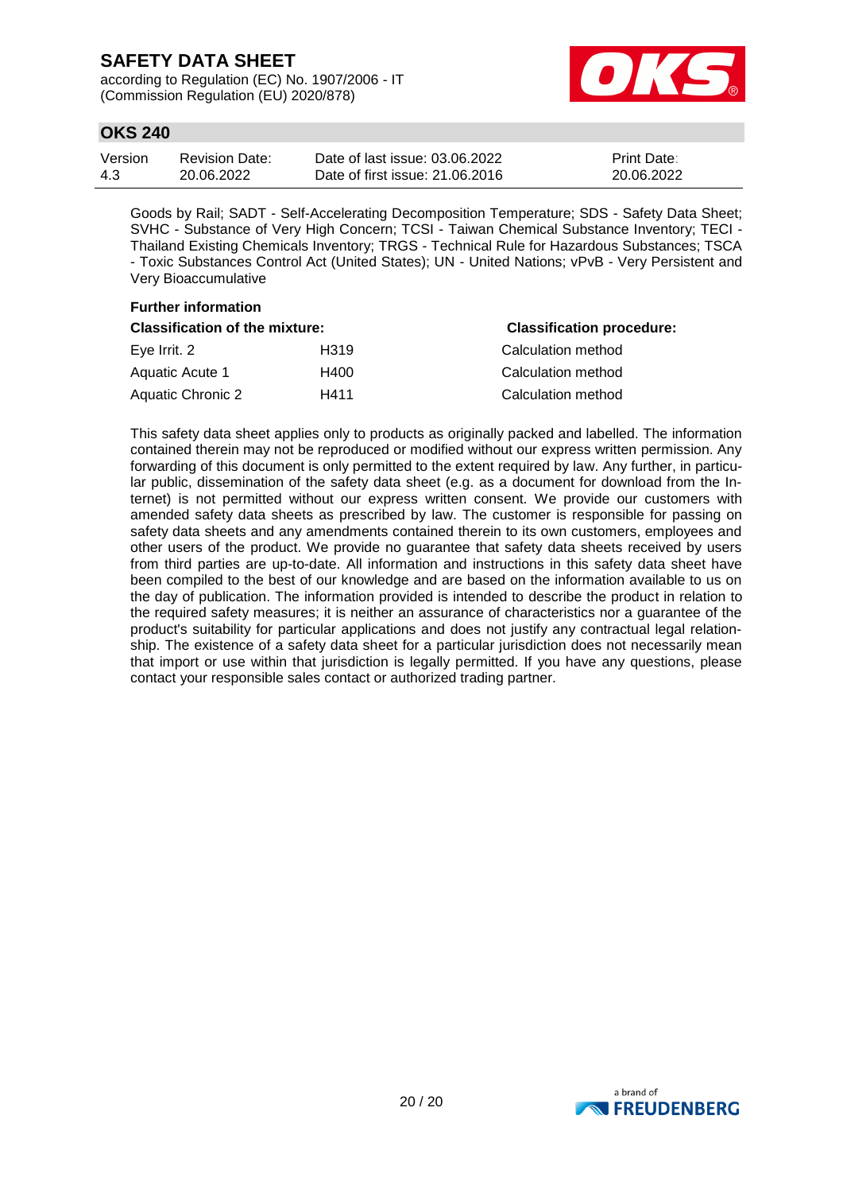Goods by Rail; SADT - Self-Accelerating Decomposition Temperature; SDS - Safety Data Sheet; SVHC - Substance of Very High Concern; TCSI - Taiwan Chemical Substance Inventory; TECI - Thailand Existing Chemicals Inventory; TRGS - Technical Rule for Hazardous Substances; TSCA - Toxic Substances Control Act (United States); UN - United Nations; vPvB - Very Persistent and Very Bioaccumulative

**Further information**

| Classification of the mixture: | | Classification procedure: |
|---|---|---|
| Eye Irrit. 2 | H319 | Calculation method |
| Aquatic Acute 1 | H400 | Calculation method |
| Aquatic Chronic 2 | H411 | Calculation method |

This safety data sheet applies only to products as originally packed and labelled. The information contained therein may not be reproduced or modified without our express written permission. Any forwarding of this document is only permitted to the extent required by law. Any further, in particular public, dissemination of the safety data sheet (e.g. as a document for download from the Internet) is not permitted without our express written consent. We provide our customers with amended safety data sheets as prescribed by law. The customer is responsible for passing on safety data sheets and any amendments contained therein to its own customers, employees and other users of the product. We provide no guarantee that safety data sheets received by users from third parties are up-to-date. All information and instructions in this safety data sheet have been compiled to the best of our knowledge and are based on the information available to us on the day of publication. The information provided is intended to describe the product in relation to the required safety measures; it is neither an assurance of characteristics nor a guarantee of the product's suitability for particular applications and does not justify any contractual legal relationship. The existence of a safety data sheet for a particular jurisdiction does not necessarily mean that import or use within that jurisdiction is legally permitted. If you have any questions, please contact your responsible sales contact or authorized trading partner.